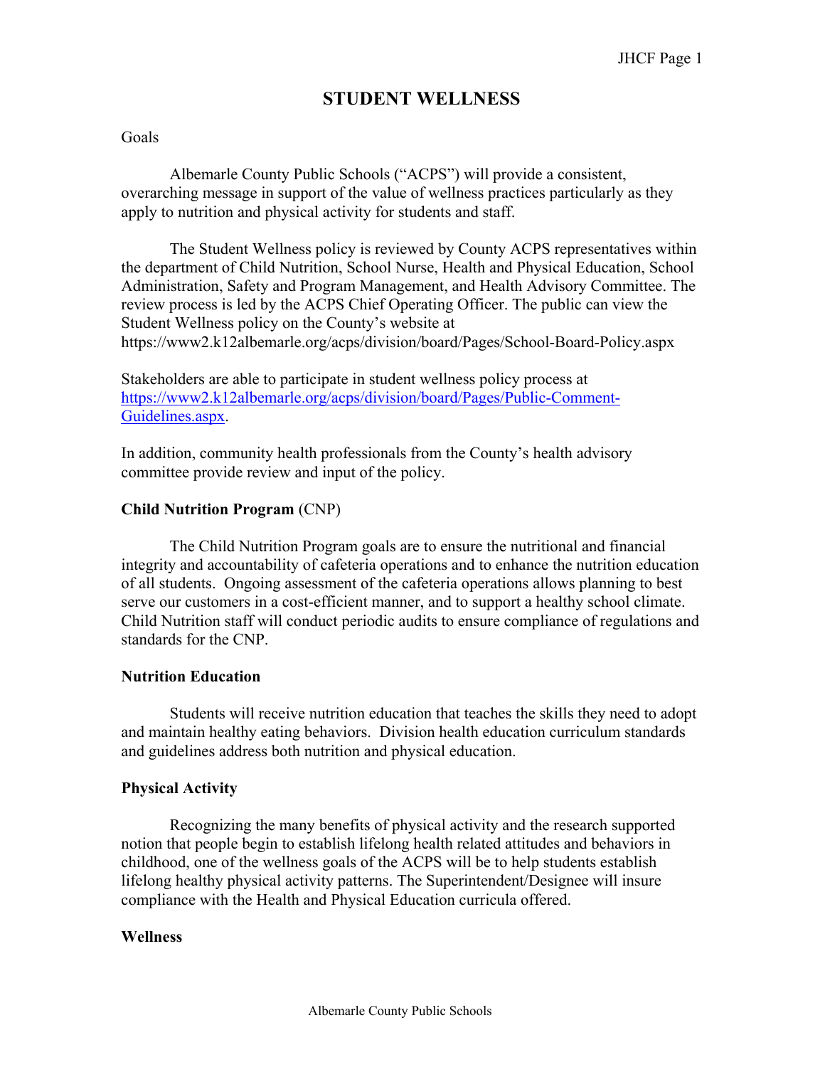# STUDENT WELLNESS

Goals

Albemarle County Public Schools ("ACPS") will provide a consistent, overarching message in support of the value of wellness practices particularly as they apply to nutrition and physical activity for students and staff.

The Student Wellness policy is reviewed by County ACPS representatives within the department of Child Nutrition, School Nurse, Health and Physical Education, School Administration, Safety and Program Management, and Health Advisory Committee. The review process is led by the ACPS Chief Operating Officer. The public can view the Student Wellness policy on the County's website at https://www2.k12albemarle.org/acps/division/board/Pages/School-Board-Policy.aspx

Stakeholders are able to participate in student wellness policy process at [https://www2.k12albemarle.org/acps/division/board/Pages/Public-Comment-Guidelines.aspx](https://www2.k12albemarle.org/acps/division/board/Pages/Public-Comment-Guidelines.aspx).

In addition, community health professionals from the County's health advisory committee provide review and input of the policy.

**Child Nutrition Program** (CNP)

The Child Nutrition Program goals are to ensure the nutritional and financial integrity and accountability of cafeteria operations and to enhance the nutrition education of all students. Ongoing assessment of the cafeteria operations allows planning to best serve our customers in a cost-efficient manner, and to support a healthy school climate. Child Nutrition staff will conduct periodic audits to ensure compliance of regulations and standards for the CNP.

**Nutrition Education**

Students will receive nutrition education that teaches the skills they need to adopt and maintain healthy eating behaviors. Division health education curriculum standards and guidelines address both nutrition and physical education.

**Physical Activity**

Recognizing the many benefits of physical activity and the research supported notion that people begin to establish lifelong health related attitudes and behaviors in childhood, one of the wellness goals of the ACPS will be to help students establish lifelong healthy physical activity patterns. The Superintendent/Designee will insure compliance with the Health and Physical Education curricula offered.

**Wellness**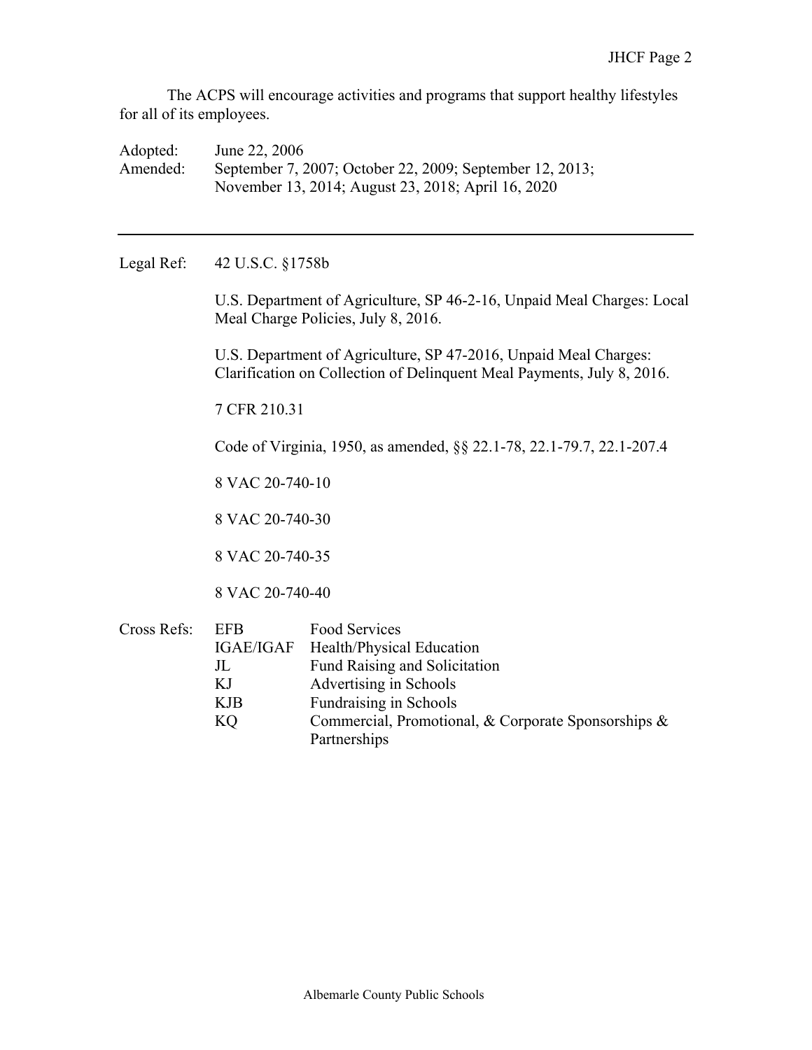The ACPS will encourage activities and programs that support healthy lifestyles for all of its employees.

Adopted: June 22, 2006
Amended: September 7, 2007; October 22, 2009; September 12, 2013; November 13, 2014; August 23, 2018; April 16, 2020

---

Legal Ref: 42 U.S.C. §1758b

U.S. Department of Agriculture, SP 46-2-16, Unpaid Meal Charges: Local Meal Charge Policies, July 8, 2016.

U.S. Department of Agriculture, SP 47-2016, Unpaid Meal Charges: Clarification on Collection of Delinquent Meal Payments, July 8, 2016.

7 CFR 210.31

Code of Virginia, 1950, as amended, §§ 22.1-78, 22.1-79.7, 22.1-207.4

8 VAC 20-740-10

8 VAC 20-740-30

8 VAC 20-740-35

8 VAC 20-740-40

Cross Refs:

| | |
|---|---|
| EFB | Food Services |
| IGAE/IGAF | Health/Physical Education |
| JL | Fund Raising and Solicitation |
| KJ | Advertising in Schools |
| KJB | Fundraising in Schools |
| KQ | Commercial, Promotional, & Corporate Sponsorships & Partnerships |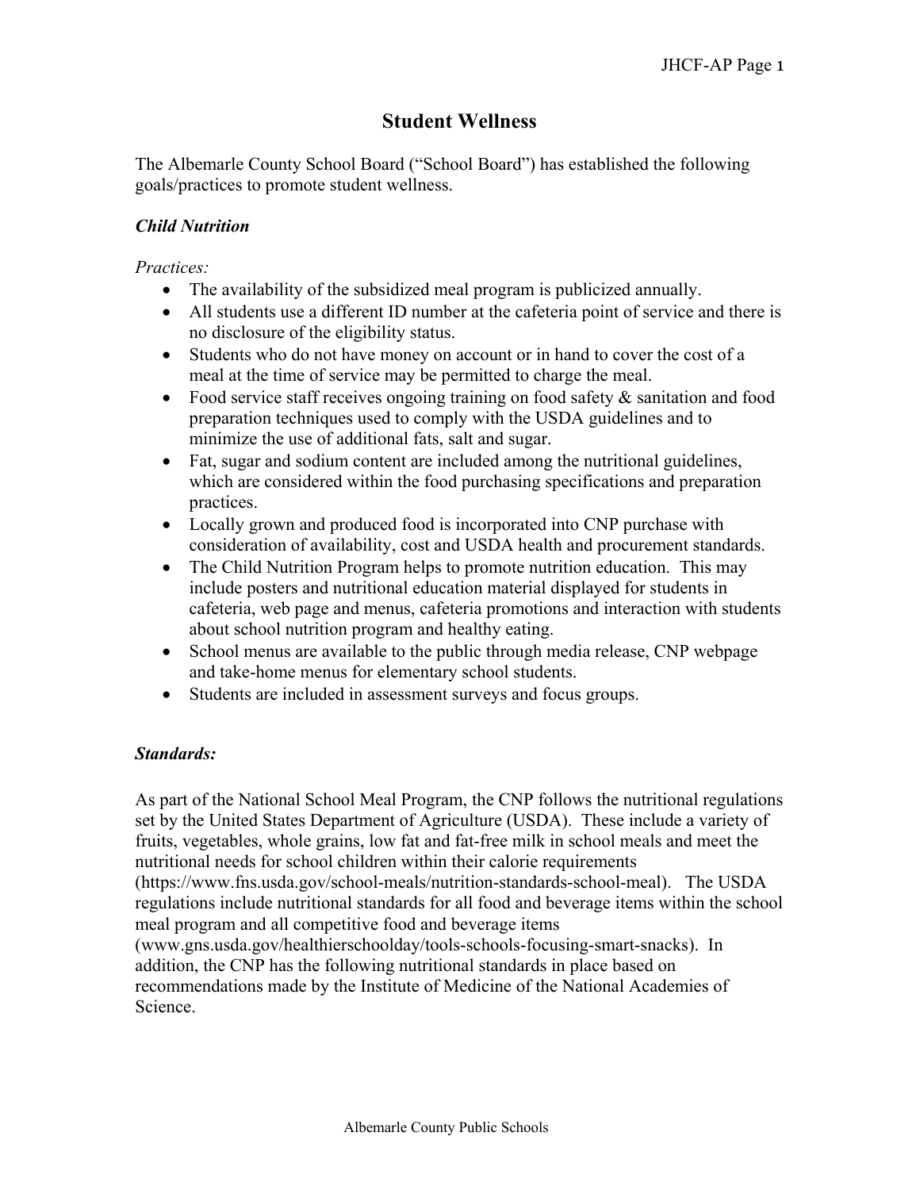# Student Wellness

The Albemarle County School Board ("School Board") has established the following goals/practices to promote student wellness.

### *Child Nutrition*

*Practices:*

- The availability of the subsidized meal program is publicized annually.
- All students use a different ID number at the cafeteria point of service and there is no disclosure of the eligibility status.
- Students who do not have money on account or in hand to cover the cost of a meal at the time of service may be permitted to charge the meal.
- Food service staff receives ongoing training on food safety & sanitation and food preparation techniques used to comply with the USDA guidelines and to minimize the use of additional fats, salt and sugar.
- Fat, sugar and sodium content are included among the nutritional guidelines, which are considered within the food purchasing specifications and preparation practices.
- Locally grown and produced food is incorporated into CNP purchase with consideration of availability, cost and USDA health and procurement standards.
- The Child Nutrition Program helps to promote nutrition education. This may include posters and nutritional education material displayed for students in cafeteria, web page and menus, cafeteria promotions and interaction with students about school nutrition program and healthy eating.
- School menus are available to the public through media release, CNP webpage and take-home menus for elementary school students.
- Students are included in assessment surveys and focus groups.

### *Standards:*

As part of the National School Meal Program, the CNP follows the nutritional regulations set by the United States Department of Agriculture (USDA). These include a variety of fruits, vegetables, whole grains, low fat and fat-free milk in school meals and meet the nutritional needs for school children within their calorie requirements (https://www.fns.usda.gov/school-meals/nutrition-standards-school-meal). The USDA regulations include nutritional standards for all food and beverage items within the school meal program and all competitive food and beverage items (www.gns.usda.gov/healthierschoolday/tools-schools-focusing-smart-snacks). In addition, the CNP has the following nutritional standards in place based on recommendations made by the Institute of Medicine of the National Academies of Science.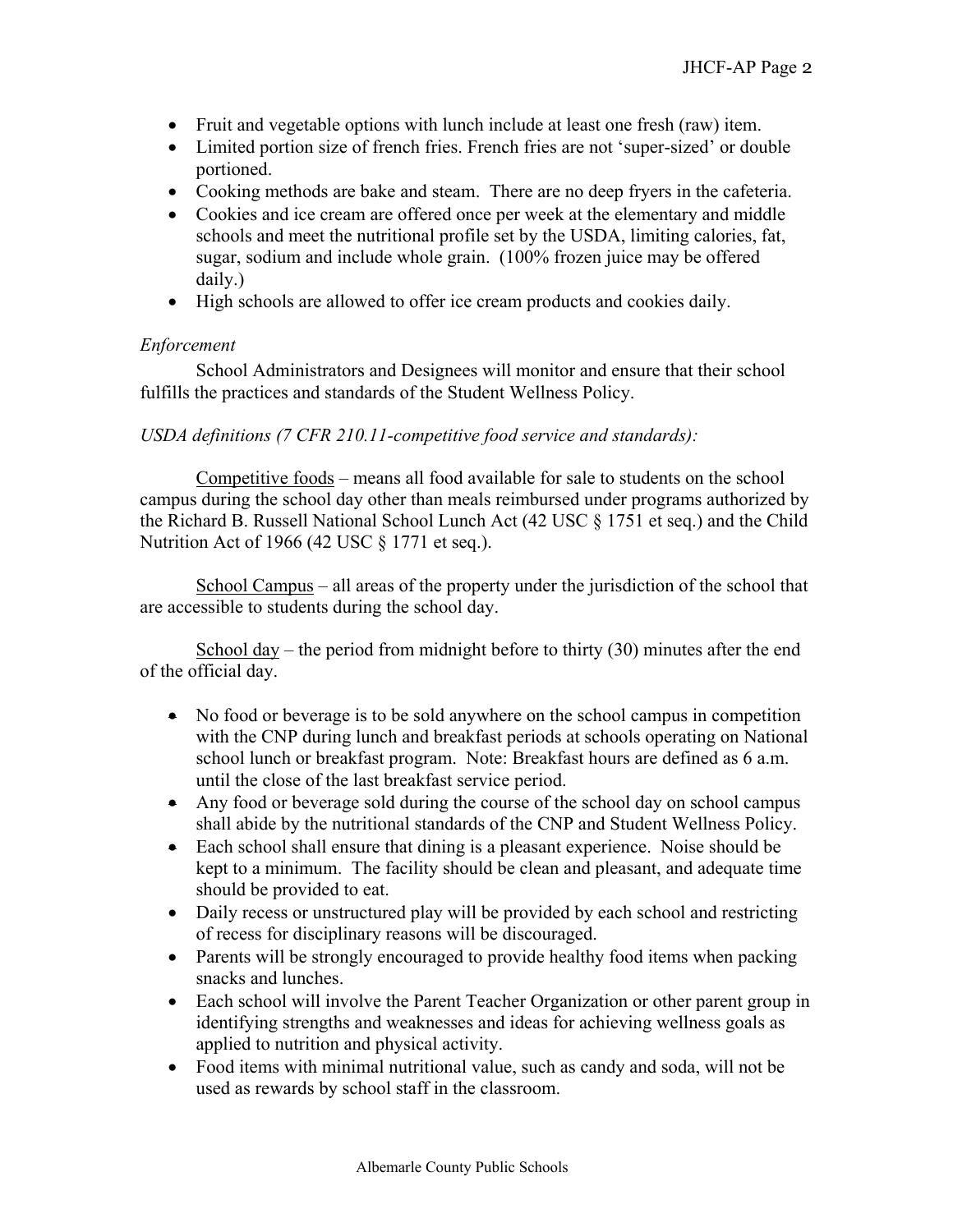- Fruit and vegetable options with lunch include at least one fresh (raw) item.
- Limited portion size of french fries. French fries are not 'super-sized' or double portioned.
- Cooking methods are bake and steam. There are no deep fryers in the cafeteria.
- Cookies and ice cream are offered once per week at the elementary and middle schools and meet the nutritional profile set by the USDA, limiting calories, fat, sugar, sodium and include whole grain. (100% frozen juice may be offered daily.)
- High schools are allowed to offer ice cream products and cookies daily.

*Enforcement*

School Administrators and Designees will monitor and ensure that their school fulfills the practices and standards of the Student Wellness Policy.

*USDA definitions (7 CFR 210.11-competitive food service and standards):*

<u>Competitive foods</u> – means all food available for sale to students on the school campus during the school day other than meals reimbursed under programs authorized by the Richard B. Russell National School Lunch Act (42 USC § 1751 et seq.) and the Child Nutrition Act of 1966 (42 USC § 1771 et seq.).

<u>School Campus</u> – all areas of the property under the jurisdiction of the school that are accessible to students during the school day.

<u>School day</u> – the period from midnight before to thirty (30) minutes after the end of the official day.

- No food or beverage is to be sold anywhere on the school campus in competition with the CNP during lunch and breakfast periods at schools operating on National school lunch or breakfast program. Note: Breakfast hours are defined as 6 a.m. until the close of the last breakfast service period.
- Any food or beverage sold during the course of the school day on school campus shall abide by the nutritional standards of the CNP and Student Wellness Policy.
- Each school shall ensure that dining is a pleasant experience. Noise should be kept to a minimum. The facility should be clean and pleasant, and adequate time should be provided to eat.
- Daily recess or unstructured play will be provided by each school and restricting of recess for disciplinary reasons will be discouraged.
- Parents will be strongly encouraged to provide healthy food items when packing snacks and lunches.
- Each school will involve the Parent Teacher Organization or other parent group in identifying strengths and weaknesses and ideas for achieving wellness goals as applied to nutrition and physical activity.
- Food items with minimal nutritional value, such as candy and soda, will not be used as rewards by school staff in the classroom.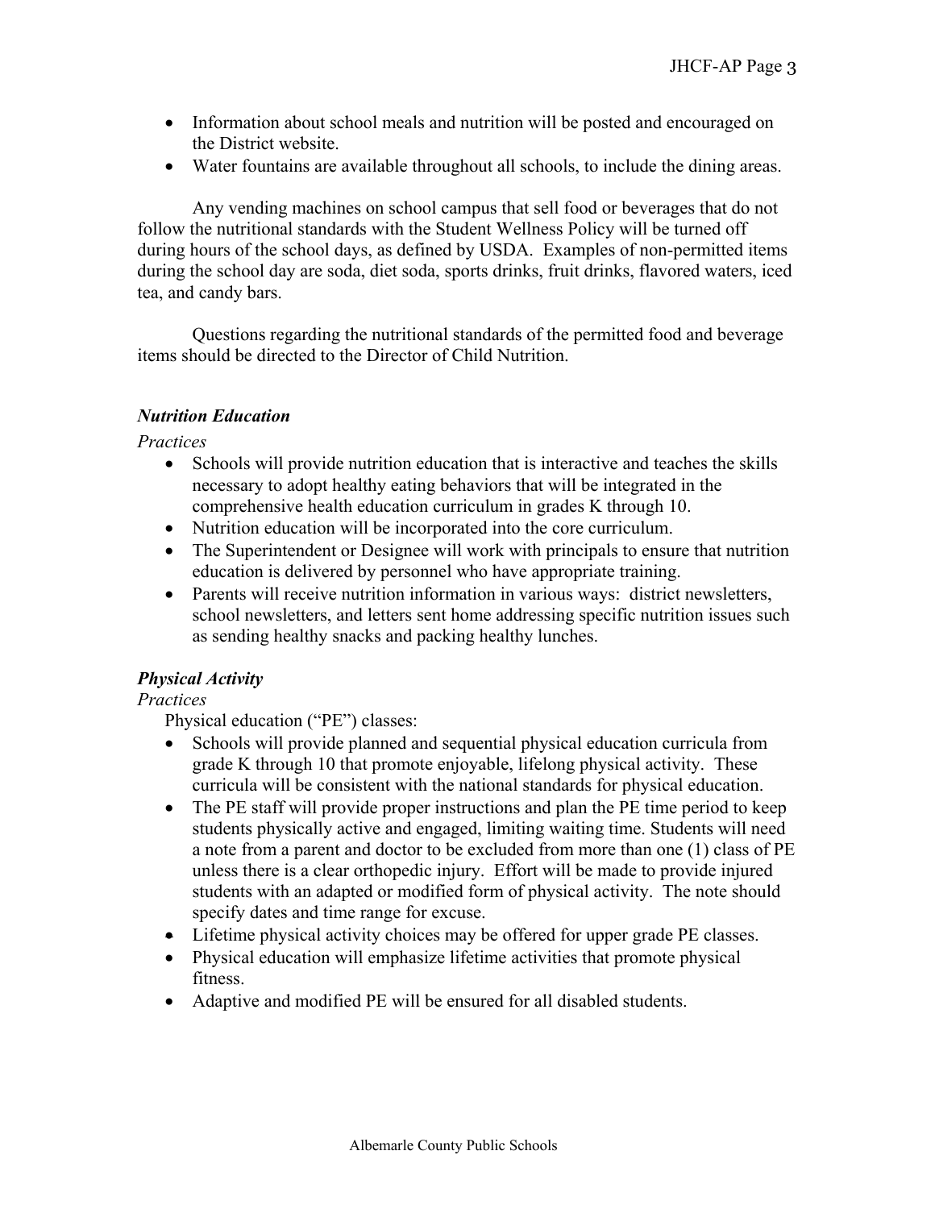- Information about school meals and nutrition will be posted and encouraged on the District website.
- Water fountains are available throughout all schools, to include the dining areas.

Any vending machines on school campus that sell food or beverages that do not follow the nutritional standards with the Student Wellness Policy will be turned off during hours of the school days, as defined by USDA. Examples of non-permitted items during the school day are soda, diet soda, sports drinks, fruit drinks, flavored waters, iced tea, and candy bars.

Questions regarding the nutritional standards of the permitted food and beverage items should be directed to the Director of Child Nutrition.

### ***Nutrition Education***

*Practices*

- Schools will provide nutrition education that is interactive and teaches the skills necessary to adopt healthy eating behaviors that will be integrated in the comprehensive health education curriculum in grades K through 10.
- Nutrition education will be incorporated into the core curriculum.
- The Superintendent or Designee will work with principals to ensure that nutrition education is delivered by personnel who have appropriate training.
- Parents will receive nutrition information in various ways: district newsletters, school newsletters, and letters sent home addressing specific nutrition issues such as sending healthy snacks and packing healthy lunches.

### ***Physical Activity***

*Practices*

Physical education ("PE") classes:

- Schools will provide planned and sequential physical education curricula from grade K through 10 that promote enjoyable, lifelong physical activity. These curricula will be consistent with the national standards for physical education.
- The PE staff will provide proper instructions and plan the PE time period to keep students physically active and engaged, limiting waiting time. Students will need a note from a parent and doctor to be excluded from more than one (1) class of PE unless there is a clear orthopedic injury. Effort will be made to provide injured students with an adapted or modified form of physical activity. The note should specify dates and time range for excuse.
- Lifetime physical activity choices may be offered for upper grade PE classes.
- Physical education will emphasize lifetime activities that promote physical fitness.
- Adaptive and modified PE will be ensured for all disabled students.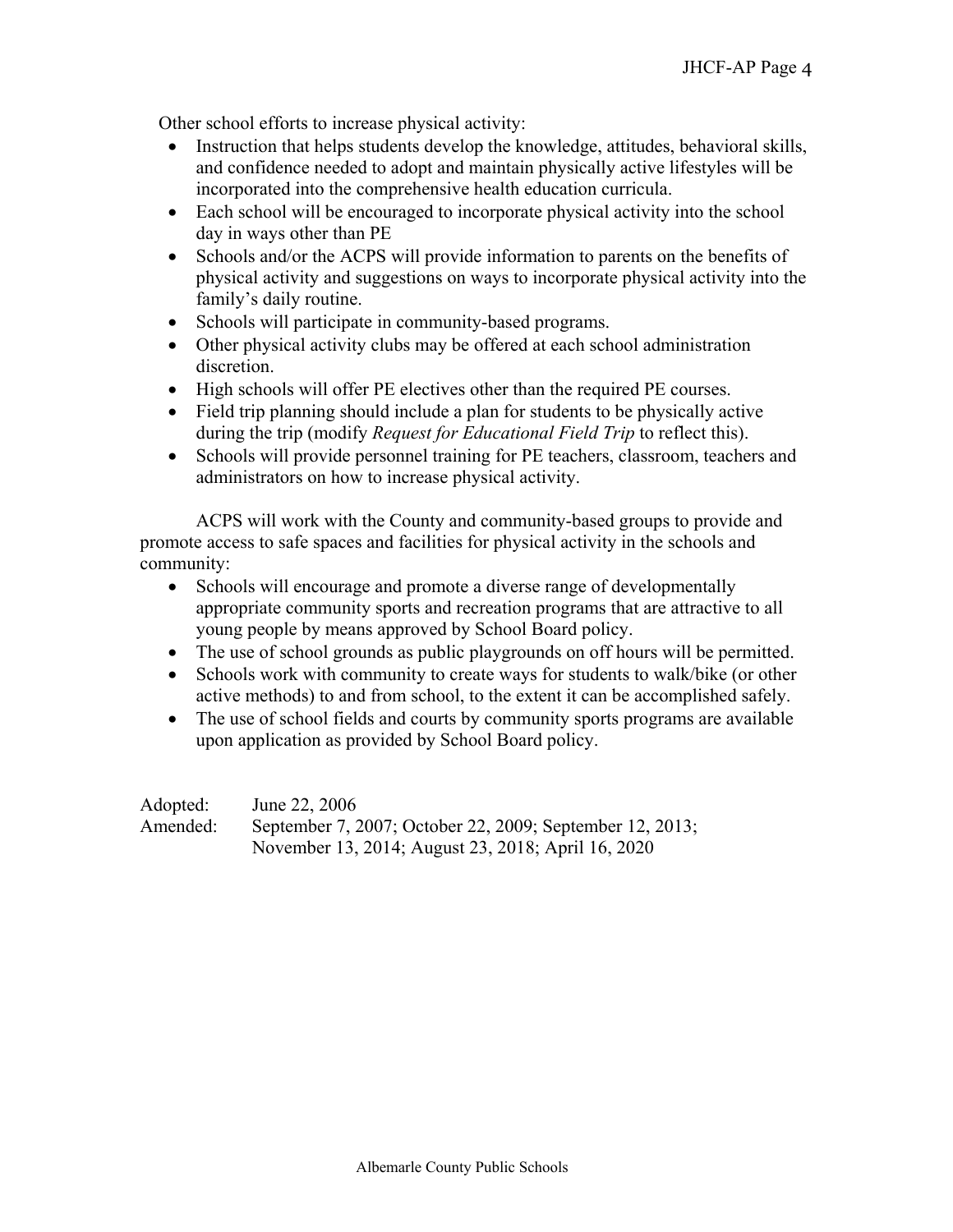Other school efforts to increase physical activity:

- Instruction that helps students develop the knowledge, attitudes, behavioral skills, and confidence needed to adopt and maintain physically active lifestyles will be incorporated into the comprehensive health education curricula.
- Each school will be encouraged to incorporate physical activity into the school day in ways other than PE
- Schools and/or the ACPS will provide information to parents on the benefits of physical activity and suggestions on ways to incorporate physical activity into the family's daily routine.
- Schools will participate in community-based programs.
- Other physical activity clubs may be offered at each school administration discretion.
- High schools will offer PE electives other than the required PE courses.
- Field trip planning should include a plan for students to be physically active during the trip (modify *Request for Educational Field Trip* to reflect this).
- Schools will provide personnel training for PE teachers, classroom, teachers and administrators on how to increase physical activity.

ACPS will work with the County and community-based groups to provide and promote access to safe spaces and facilities for physical activity in the schools and community:

- Schools will encourage and promote a diverse range of developmentally appropriate community sports and recreation programs that are attractive to all young people by means approved by School Board policy.
- The use of school grounds as public playgrounds on off hours will be permitted.
- Schools work with community to create ways for students to walk/bike (or other active methods) to and from school, to the extent it can be accomplished safely.
- The use of school fields and courts by community sports programs are available upon application as provided by School Board policy.

Adopted: June 22, 2006

Amended: September 7, 2007; October 22, 2009; September 12, 2013; November 13, 2014; August 23, 2018; April 16, 2020